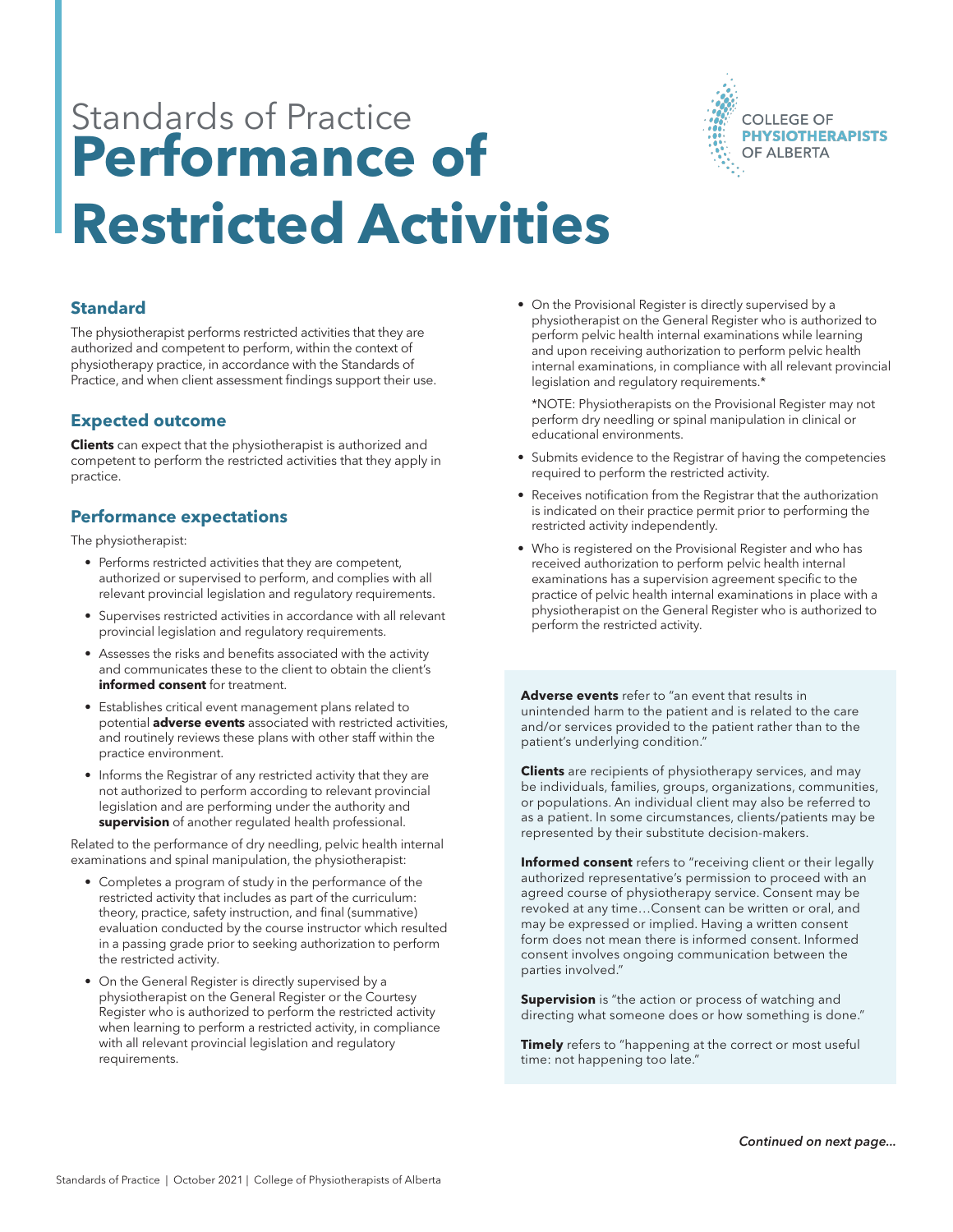Standards of Practice

# Performance of Restricted Activities

COLLEGE OF **PHYSIOTHERAPISTS** OF ALBERTA

## Standard

The physiotherapist performs restricted activities that they are authorized and competent to perform, within the context of physiotherapy practice, in accordance with the Standards of Practice, and when client assessment findings support their use.

## Expected outcome

**Clients** can expect that the physiotherapist is authorized and competent to perform the restricted activities that they apply in practice.

## Performance expectations

The physiotherapist:

- Performs restricted activities that they are competent, authorized or supervised to perform, and complies with all relevant provincial legislation and regulatory requirements.
- Supervises restricted activities in accordance with all relevant provincial legislation and regulatory requirements.
- Assesses the risks and benefits associated with the activity and communicates these to the client to obtain the client's **informed consent** for treatment.
- Establishes critical event management plans related to potential **adverse events** associated with restricted activities, and routinely reviews these plans with other staff within the practice environment.
- Informs the Registrar of any restricted activity that they are not authorized to perform according to relevant provincial legislation and are performing under the authority and **supervision** of another regulated health professional.

Related to the performance of dry needling, pelvic health internal examinations and spinal manipulation, the physiotherapist:

- Completes a program of study in the performance of the restricted activity that includes as part of the curriculum: theory, practice, safety instruction, and final (summative) evaluation conducted by the course instructor which resulted in a passing grade prior to seeking authorization to perform the restricted activity.
- On the General Register is directly supervised by a physiotherapist on the General Register or the Courtesy Register who is authorized to perform the restricted activity when learning to perform a restricted activity, in compliance with all relevant provincial legislation and regulatory requirements.
- On the Provisional Register is directly supervised by a physiotherapist on the General Register who is authorized to perform pelvic health internal examinations while learning and upon receiving authorization to perform pelvic health internal examinations, in compliance with all relevant provincial legislation and regulatory requirements.*

  *NOTE: Physiotherapists on the Provisional Register may not perform dry needling or spinal manipulation in clinical or educational environments.
- Submits evidence to the Registrar of having the competencies required to perform the restricted activity.
- Receives notification from the Registrar that the authorization is indicated on their practice permit prior to performing the restricted activity independently.
- Who is registered on the Provisional Register and who has received authorization to perform pelvic health internal examinations has a supervision agreement specific to the practice of pelvic health internal examinations in place with a physiotherapist on the General Register who is authorized to perform the restricted activity.

**Adverse events** refer to "an event that results in unintended harm to the patient and is related to the care and/or services provided to the patient rather than to the patient's underlying condition."

**Clients** are recipients of physiotherapy services, and may be individuals, families, groups, organizations, communities, or populations. An individual client may also be referred to as a patient. In some circumstances, clients/patients may be represented by their substitute decision-makers.

**Informed consent** refers to "receiving client or their legally authorized representative's permission to proceed with an agreed course of physiotherapy service. Consent may be revoked at any time…Consent can be written or oral, and may be expressed or implied. Having a written consent form does not mean there is informed consent. Informed consent involves ongoing communication between the parties involved."

**Supervision** is "the action or process of watching and directing what someone does or how something is done."

**Timely** refers to "happening at the correct or most useful time: not happening too late."

*Continued on next page...*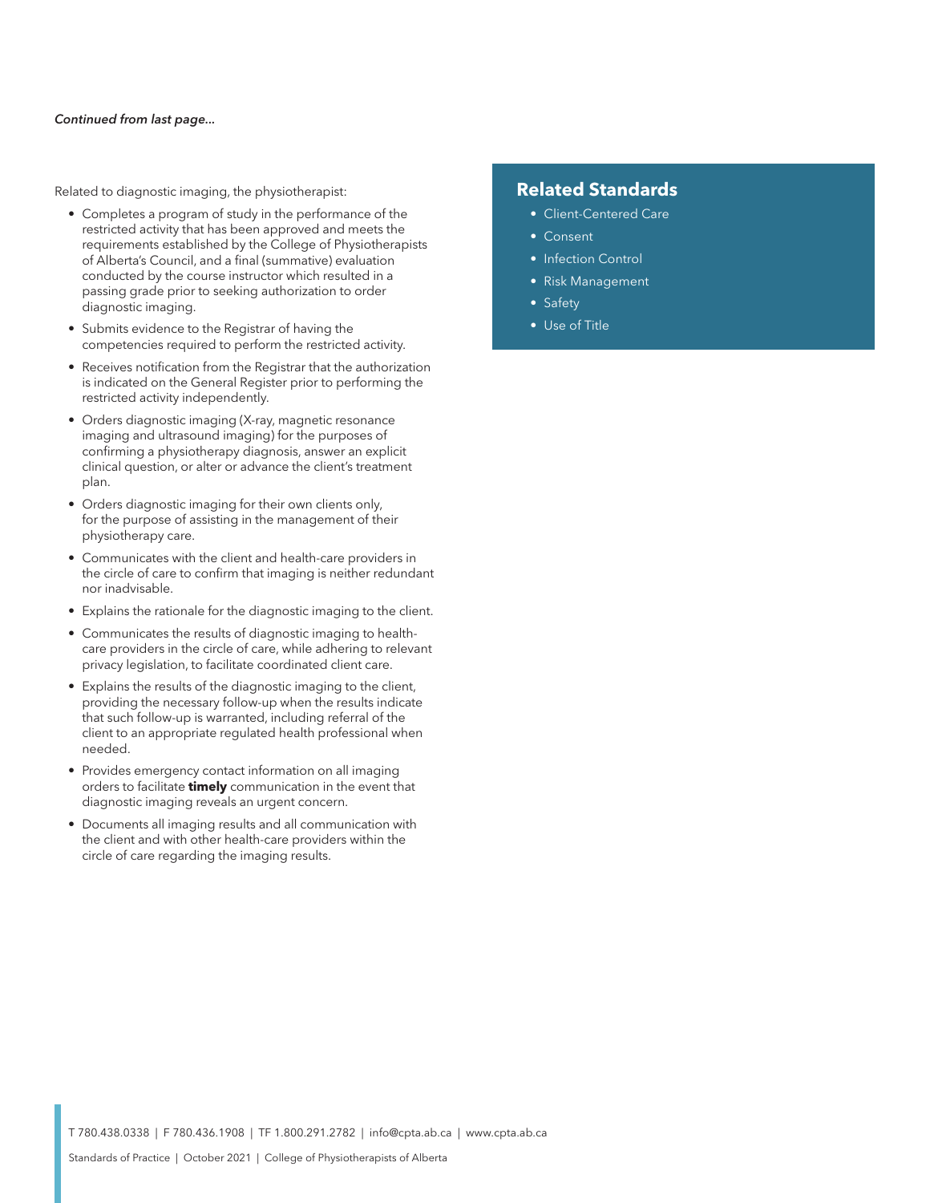*Continued from last page...*

Related to diagnostic imaging, the physiotherapist:

- Completes a program of study in the performance of the restricted activity that has been approved and meets the requirements established by the College of Physiotherapists of Alberta's Council, and a final (summative) evaluation conducted by the course instructor which resulted in a passing grade prior to seeking authorization to order diagnostic imaging.
- Submits evidence to the Registrar of having the competencies required to perform the restricted activity.
- Receives notification from the Registrar that the authorization is indicated on the General Register prior to performing the restricted activity independently.
- Orders diagnostic imaging (X-ray, magnetic resonance imaging and ultrasound imaging) for the purposes of confirming a physiotherapy diagnosis, answer an explicit clinical question, or alter or advance the client's treatment plan.
- Orders diagnostic imaging for their own clients only, for the purpose of assisting in the management of their physiotherapy care.
- Communicates with the client and health-care providers in the circle of care to confirm that imaging is neither redundant nor inadvisable.
- Explains the rationale for the diagnostic imaging to the client.
- Communicates the results of diagnostic imaging to health-care providers in the circle of care, while adhering to relevant privacy legislation, to facilitate coordinated client care.
- Explains the results of the diagnostic imaging to the client, providing the necessary follow-up when the results indicate that such follow-up is warranted, including referral of the client to an appropriate regulated health professional when needed.
- Provides emergency contact information on all imaging orders to facilitate **timely** communication in the event that diagnostic imaging reveals an urgent concern.
- Documents all imaging results and all communication with the client and with other health-care providers within the circle of care regarding the imaging results.

## Related Standards

- Client-Centered Care
- Consent
- Infection Control
- Risk Management
- Safety
- Use of Title